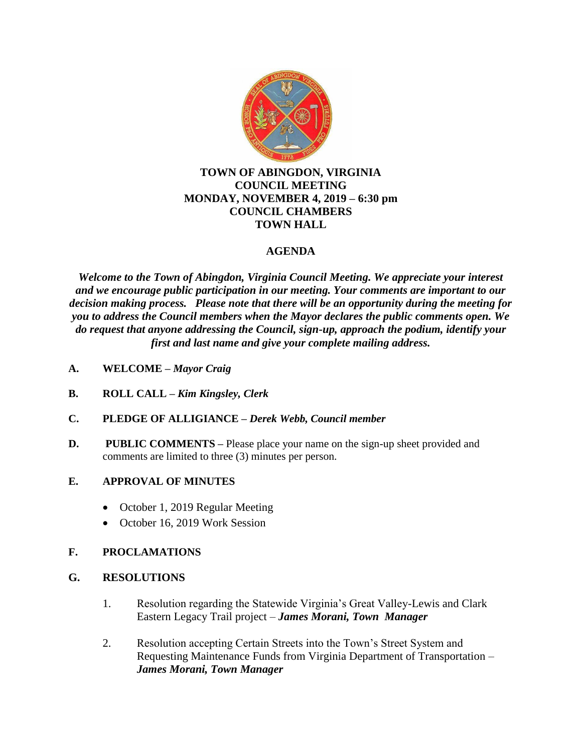**TOWN OF ABINGDON, VIRGINIA**
**COUNCIL MEETING**
**MONDAY, NOVEMBER 4, 2019 – 6:30 pm**
**COUNCIL CHAMBERS**
**TOWN HALL**

## AGENDA

***Welcome to the Town of Abingdon, Virginia Council Meeting. We appreciate your interest and we encourage public participation in our meeting. Your comments are important to our decision making process. Please note that there will be an opportunity during the meeting for you to address the Council members when the Mayor declares the public comments open. We do request that anyone addressing the Council, sign-up, approach the podium, identify your first and last name and give your complete mailing address.***

**A. WELCOME –** ***Mayor Craig***

**B. ROLL CALL –** ***Kim Kingsley, Clerk***

**C. PLEDGE OF ALLIGIANCE –** ***Derek Webb, Council member***

**D. PUBLIC COMMENTS –** Please place your name on the sign-up sheet provided and comments are limited to three (3) minutes per person.

**E. APPROVAL OF MINUTES**

- October 1, 2019 Regular Meeting
- October 16, 2019 Work Session

**F. PROCLAMATIONS**

**G. RESOLUTIONS**

1. Resolution regarding the Statewide Virginia's Great Valley-Lewis and Clark Eastern Legacy Trail project – ***James Morani, Town Manager***

2. Resolution accepting Certain Streets into the Town's Street System and Requesting Maintenance Funds from Virginia Department of Transportation – ***James Morani, Town Manager***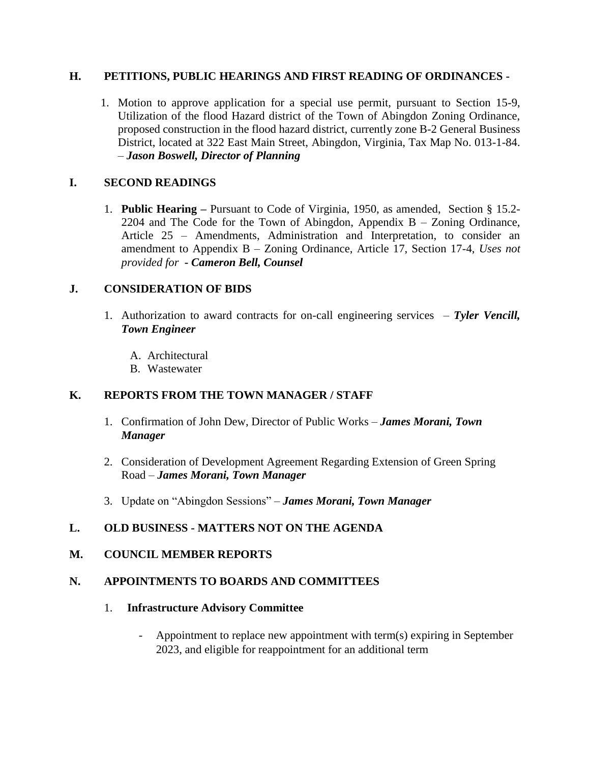## H. PETITIONS, PUBLIC HEARINGS AND FIRST READING OF ORDINANCES -

1. Motion to approve application for a special use permit, pursuant to Section 15-9, Utilization of the flood Hazard district of the Town of Abingdon Zoning Ordinance, proposed construction in the flood hazard district, currently zone B-2 General Business District, located at 322 East Main Street, Abingdon, Virginia, Tax Map No. 013-1-84. – ***Jason Boswell, Director of Planning***

## I. SECOND READINGS

1. **Public Hearing –** Pursuant to Code of Virginia, 1950, as amended, Section § 15.2-2204 and The Code for the Town of Abingdon, Appendix B – Zoning Ordinance, Article 25 – Amendments, Administration and Interpretation, to consider an amendment to Appendix B – Zoning Ordinance, Article 17, Section 17-4, *Uses not provided for* ***- Cameron Bell, Counsel***

## J. CONSIDERATION OF BIDS

1. Authorization to award contracts for on-call engineering services – ***Tyler Vencill, Town Engineer***

   A. Architectural
   B. Wastewater

## K. REPORTS FROM THE TOWN MANAGER / STAFF

1. Confirmation of John Dew, Director of Public Works – ***James Morani, Town Manager***

2. Consideration of Development Agreement Regarding Extension of Green Spring Road – ***James Morani, Town Manager***

3. Update on "Abingdon Sessions" – ***James Morani, Town Manager***

## L. OLD BUSINESS - MATTERS NOT ON THE AGENDA

## M. COUNCIL MEMBER REPORTS

## N. APPOINTMENTS TO BOARDS AND COMMITTEES

1. **Infrastructure Advisory Committee**

   - Appointment to replace new appointment with term(s) expiring in September 2023, and eligible for reappointment for an additional term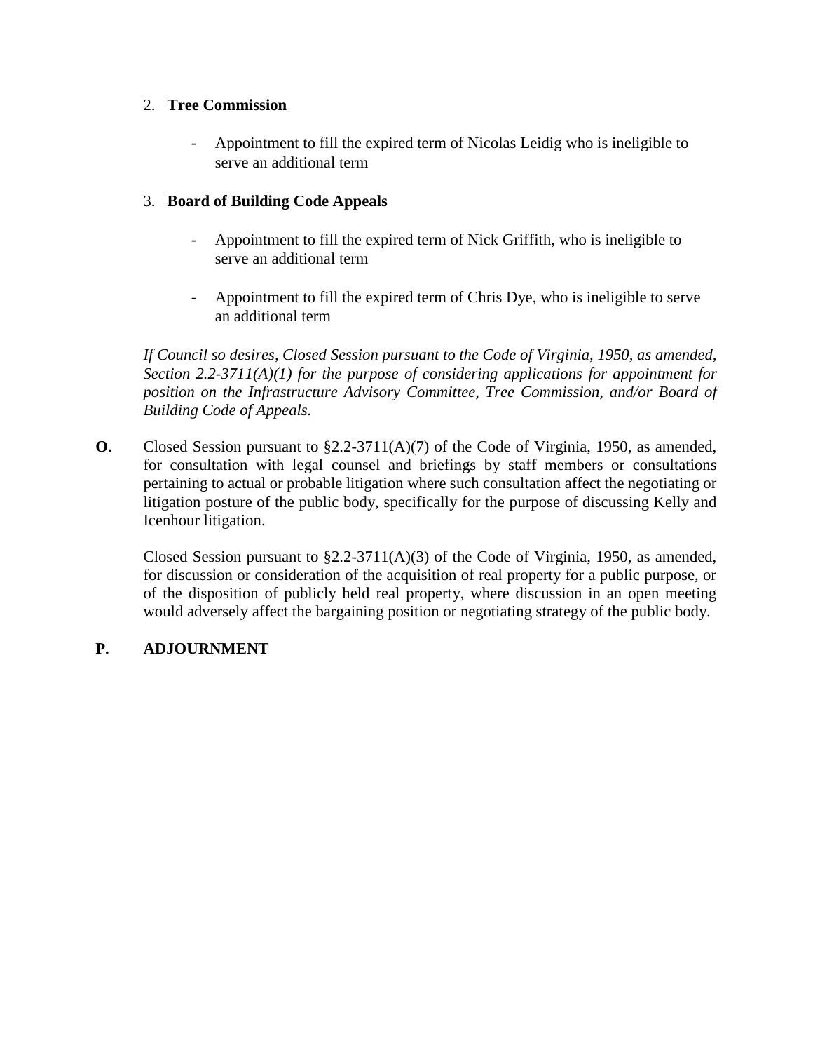2. **Tree Commission**

   - Appointment to fill the expired term of Nicolas Leidig who is ineligible to serve an additional term

3. **Board of Building Code Appeals**

   - Appointment to fill the expired term of Nick Griffith, who is ineligible to serve an additional term

   - Appointment to fill the expired term of Chris Dye, who is ineligible to serve an additional term

*If Council so desires, Closed Session pursuant to the Code of Virginia, 1950, as amended, Section 2.2-3711(A)(1) for the purpose of considering applications for appointment for position on the Infrastructure Advisory Committee, Tree Commission, and/or Board of Building Code of Appeals.*

**O.** Closed Session pursuant to §2.2-3711(A)(7) of the Code of Virginia, 1950, as amended, for consultation with legal counsel and briefings by staff members or consultations pertaining to actual or probable litigation where such consultation affect the negotiating or litigation posture of the public body, specifically for the purpose of discussing Kelly and Icenhour litigation.

Closed Session pursuant to §2.2-3711(A)(3) of the Code of Virginia, 1950, as amended, for discussion or consideration of the acquisition of real property for a public purpose, or of the disposition of publicly held real property, where discussion in an open meeting would adversely affect the bargaining position or negotiating strategy of the public body.

**P. ADJOURNMENT**